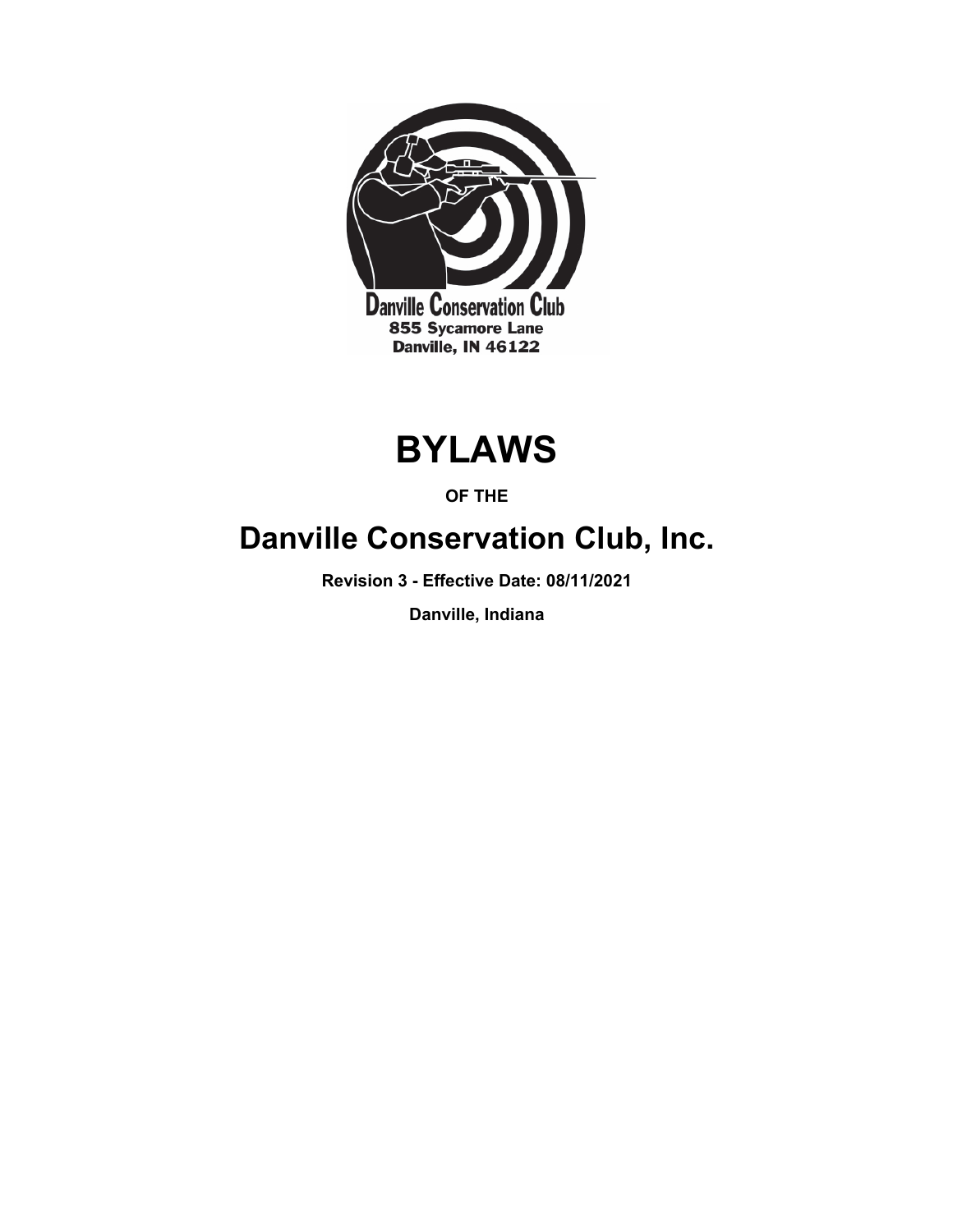Danville Conservation Club
855 Sycamore Lane
Danville, IN 46122

# BYLAWS

**OF THE**

## Danville Conservation Club, Inc.

**Revision 3 - Effective Date: 08/11/2021**

**Danville, Indiana**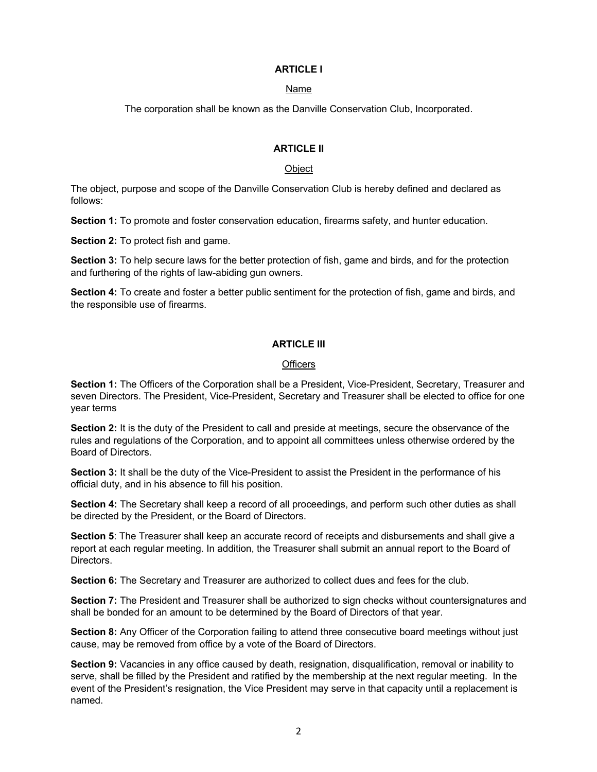## ARTICLE I

Name

The corporation shall be known as the Danville Conservation Club, Incorporated.

## ARTICLE II

Object

The object, purpose and scope of the Danville Conservation Club is hereby defined and declared as follows:

**Section 1:** To promote and foster conservation education, firearms safety, and hunter education.

**Section 2:** To protect fish and game.

**Section 3:** To help secure laws for the better protection of fish, game and birds, and for the protection and furthering of the rights of law-abiding gun owners.

**Section 4:** To create and foster a better public sentiment for the protection of fish, game and birds, and the responsible use of firearms.

## ARTICLE III

Officers

**Section 1:** The Officers of the Corporation shall be a President, Vice-President, Secretary, Treasurer and seven Directors. The President, Vice-President, Secretary and Treasurer shall be elected to office for one year terms

**Section 2:** It is the duty of the President to call and preside at meetings, secure the observance of the rules and regulations of the Corporation, and to appoint all committees unless otherwise ordered by the Board of Directors.

**Section 3:** It shall be the duty of the Vice-President to assist the President in the performance of his official duty, and in his absence to fill his position.

**Section 4:** The Secretary shall keep a record of all proceedings, and perform such other duties as shall be directed by the President, or the Board of Directors.

**Section 5**: The Treasurer shall keep an accurate record of receipts and disbursements and shall give a report at each regular meeting. In addition, the Treasurer shall submit an annual report to the Board of Directors.

**Section 6:** The Secretary and Treasurer are authorized to collect dues and fees for the club.

**Section 7:** The President and Treasurer shall be authorized to sign checks without countersignatures and shall be bonded for an amount to be determined by the Board of Directors of that year.

**Section 8:** Any Officer of the Corporation failing to attend three consecutive board meetings without just cause, may be removed from office by a vote of the Board of Directors.

**Section 9:** Vacancies in any office caused by death, resignation, disqualification, removal or inability to serve, shall be filled by the President and ratified by the membership at the next regular meeting. In the event of the President's resignation, the Vice President may serve in that capacity until a replacement is named.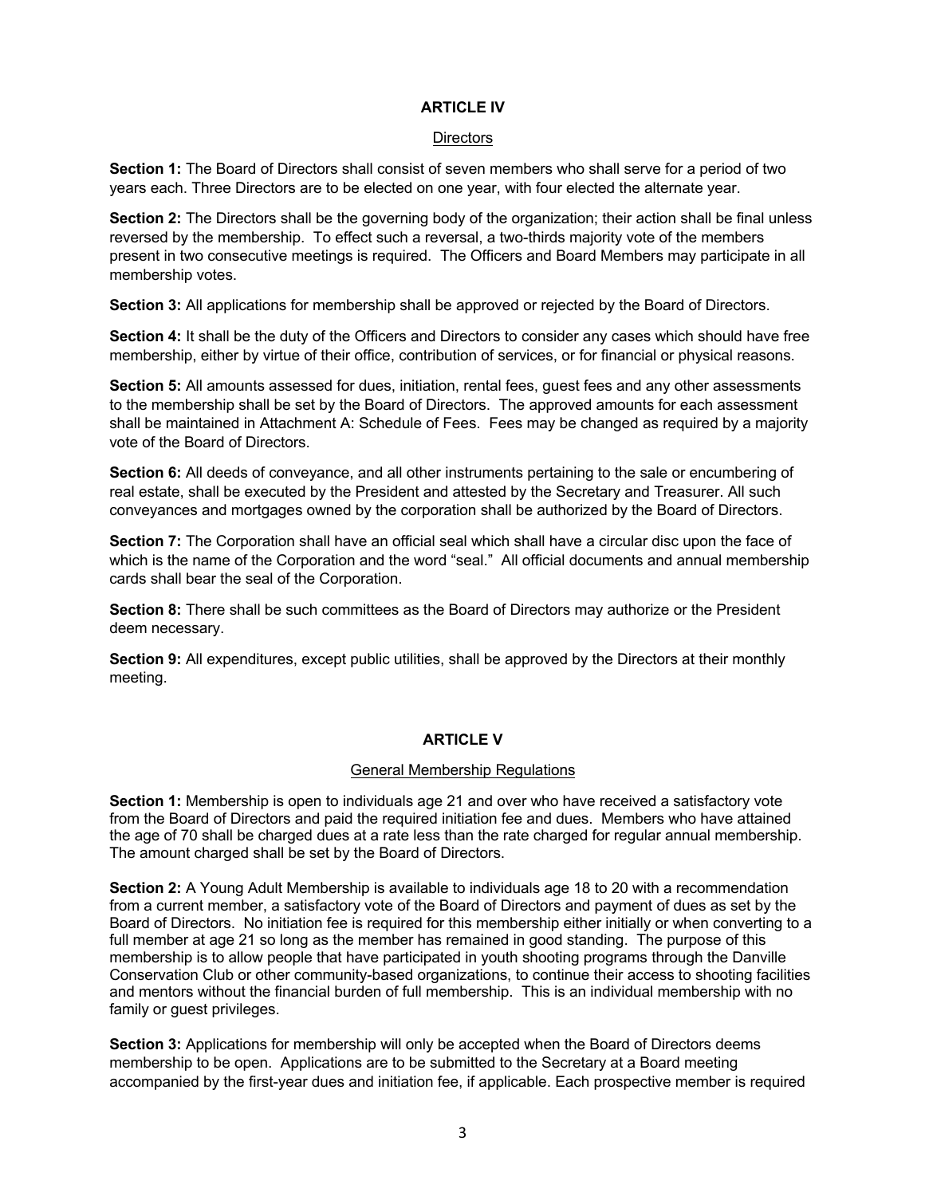## ARTICLE IV

### Directors

**Section 1:** The Board of Directors shall consist of seven members who shall serve for a period of two years each. Three Directors are to be elected on one year, with four elected the alternate year.

**Section 2:** The Directors shall be the governing body of the organization; their action shall be final unless reversed by the membership. To effect such a reversal, a two-thirds majority vote of the members present in two consecutive meetings is required. The Officers and Board Members may participate in all membership votes.

**Section 3:** All applications for membership shall be approved or rejected by the Board of Directors.

**Section 4:** It shall be the duty of the Officers and Directors to consider any cases which should have free membership, either by virtue of their office, contribution of services, or for financial or physical reasons.

**Section 5:** All amounts assessed for dues, initiation, rental fees, guest fees and any other assessments to the membership shall be set by the Board of Directors. The approved amounts for each assessment shall be maintained in Attachment A: Schedule of Fees. Fees may be changed as required by a majority vote of the Board of Directors.

**Section 6:** All deeds of conveyance, and all other instruments pertaining to the sale or encumbering of real estate, shall be executed by the President and attested by the Secretary and Treasurer. All such conveyances and mortgages owned by the corporation shall be authorized by the Board of Directors.

**Section 7:** The Corporation shall have an official seal which shall have a circular disc upon the face of which is the name of the Corporation and the word "seal." All official documents and annual membership cards shall bear the seal of the Corporation.

**Section 8:** There shall be such committees as the Board of Directors may authorize or the President deem necessary.

**Section 9:** All expenditures, except public utilities, shall be approved by the Directors at their monthly meeting.

## ARTICLE V

### General Membership Regulations

**Section 1:** Membership is open to individuals age 21 and over who have received a satisfactory vote from the Board of Directors and paid the required initiation fee and dues. Members who have attained the age of 70 shall be charged dues at a rate less than the rate charged for regular annual membership. The amount charged shall be set by the Board of Directors.

**Section 2:** A Young Adult Membership is available to individuals age 18 to 20 with a recommendation from a current member, a satisfactory vote of the Board of Directors and payment of dues as set by the Board of Directors. No initiation fee is required for this membership either initially or when converting to a full member at age 21 so long as the member has remained in good standing. The purpose of this membership is to allow people that have participated in youth shooting programs through the Danville Conservation Club or other community-based organizations, to continue their access to shooting facilities and mentors without the financial burden of full membership. This is an individual membership with no family or guest privileges.

**Section 3:** Applications for membership will only be accepted when the Board of Directors deems membership to be open. Applications are to be submitted to the Secretary at a Board meeting accompanied by the first-year dues and initiation fee, if applicable. Each prospective member is required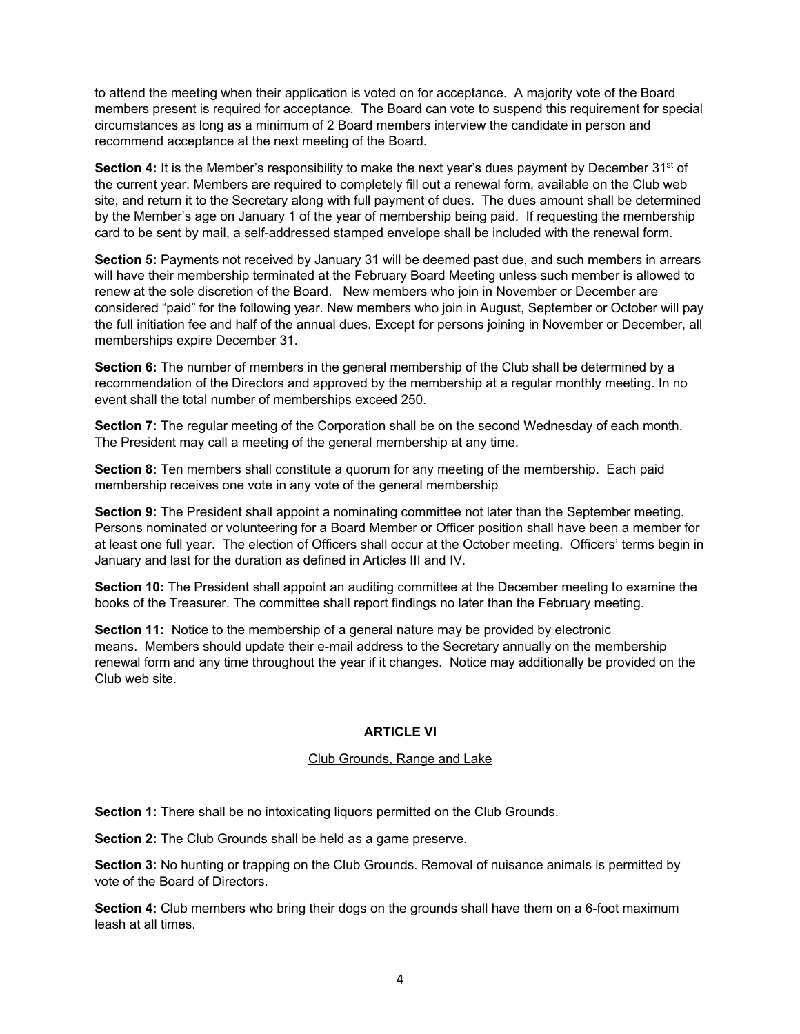to attend the meeting when their application is voted on for acceptance. A majority vote of the Board members present is required for acceptance. The Board can vote to suspend this requirement for special circumstances as long as a minimum of 2 Board members interview the candidate in person and recommend acceptance at the next meeting of the Board.

**Section 4:** It is the Member's responsibility to make the next year's dues payment by December 31st of the current year. Members are required to completely fill out a renewal form, available on the Club web site, and return it to the Secretary along with full payment of dues. The dues amount shall be determined by the Member's age on January 1 of the year of membership being paid. If requesting the membership card to be sent by mail, a self-addressed stamped envelope shall be included with the renewal form.

**Section 5:** Payments not received by January 31 will be deemed past due, and such members in arrears will have their membership terminated at the February Board Meeting unless such member is allowed to renew at the sole discretion of the Board. New members who join in November or December are considered "paid" for the following year. New members who join in August, September or October will pay the full initiation fee and half of the annual dues. Except for persons joining in November or December, all memberships expire December 31.

**Section 6:** The number of members in the general membership of the Club shall be determined by a recommendation of the Directors and approved by the membership at a regular monthly meeting. In no event shall the total number of memberships exceed 250.

**Section 7:** The regular meeting of the Corporation shall be on the second Wednesday of each month. The President may call a meeting of the general membership at any time.

**Section 8:** Ten members shall constitute a quorum for any meeting of the membership. Each paid membership receives one vote in any vote of the general membership

**Section 9:** The President shall appoint a nominating committee not later than the September meeting. Persons nominated or volunteering for a Board Member or Officer position shall have been a member for at least one full year. The election of Officers shall occur at the October meeting. Officers' terms begin in January and last for the duration as defined in Articles III and IV.

**Section 10:** The President shall appoint an auditing committee at the December meeting to examine the books of the Treasurer. The committee shall report findings no later than the February meeting.

**Section 11:** Notice to the membership of a general nature may be provided by electronic means. Members should update their e-mail address to the Secretary annually on the membership renewal form and any time throughout the year if it changes. Notice may additionally be provided on the Club web site.

## ARTICLE VI

Club Grounds, Range and Lake

**Section 1:** There shall be no intoxicating liquors permitted on the Club Grounds.

**Section 2:** The Club Grounds shall be held as a game preserve.

**Section 3:** No hunting or trapping on the Club Grounds. Removal of nuisance animals is permitted by vote of the Board of Directors.

**Section 4:** Club members who bring their dogs on the grounds shall have them on a 6-foot maximum leash at all times.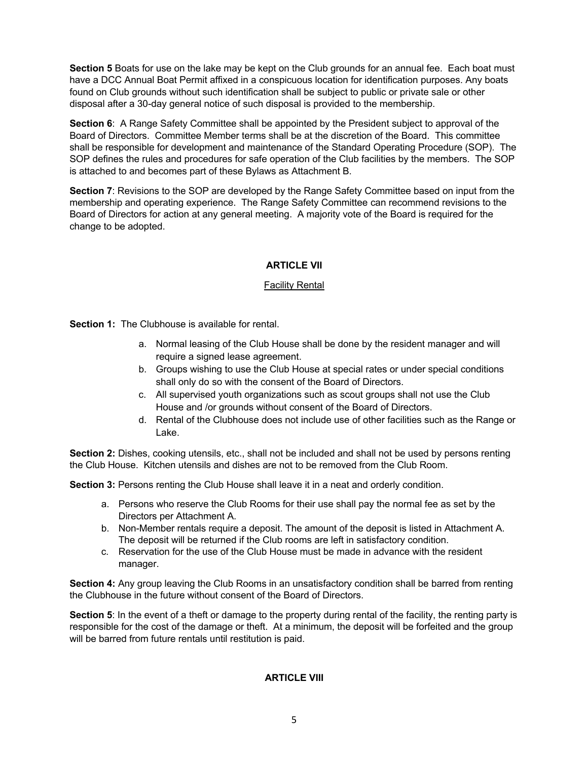**Section 5** Boats for use on the lake may be kept on the Club grounds for an annual fee. Each boat must have a DCC Annual Boat Permit affixed in a conspicuous location for identification purposes. Any boats found on Club grounds without such identification shall be subject to public or private sale or other disposal after a 30-day general notice of such disposal is provided to the membership.

**Section 6**: A Range Safety Committee shall be appointed by the President subject to approval of the Board of Directors. Committee Member terms shall be at the discretion of the Board. This committee shall be responsible for development and maintenance of the Standard Operating Procedure (SOP). The SOP defines the rules and procedures for safe operation of the Club facilities by the members. The SOP is attached to and becomes part of these Bylaws as Attachment B.

**Section 7**: Revisions to the SOP are developed by the Range Safety Committee based on input from the membership and operating experience. The Range Safety Committee can recommend revisions to the Board of Directors for action at any general meeting. A majority vote of the Board is required for the change to be adopted.

## ARTICLE VII

Facility Rental

**Section 1:** The Clubhouse is available for rental.

a. Normal leasing of the Club House shall be done by the resident manager and will require a signed lease agreement.
b. Groups wishing to use the Club House at special rates or under special conditions shall only do so with the consent of the Board of Directors.
c. All supervised youth organizations such as scout groups shall not use the Club House and /or grounds without consent of the Board of Directors.
d. Rental of the Clubhouse does not include use of other facilities such as the Range or Lake.

**Section 2:** Dishes, cooking utensils, etc., shall not be included and shall not be used by persons renting the Club House. Kitchen utensils and dishes are not to be removed from the Club Room.

**Section 3:** Persons renting the Club House shall leave it in a neat and orderly condition.

a. Persons who reserve the Club Rooms for their use shall pay the normal fee as set by the Directors per Attachment A.
b. Non-Member rentals require a deposit. The amount of the deposit is listed in Attachment A. The deposit will be returned if the Club rooms are left in satisfactory condition.
c. Reservation for the use of the Club House must be made in advance with the resident manager.

**Section 4:** Any group leaving the Club Rooms in an unsatisfactory condition shall be barred from renting the Clubhouse in the future without consent of the Board of Directors.

**Section 5**: In the event of a theft or damage to the property during rental of the facility, the renting party is responsible for the cost of the damage or theft. At a minimum, the deposit will be forfeited and the group will be barred from future rentals until restitution is paid.

## ARTICLE VIII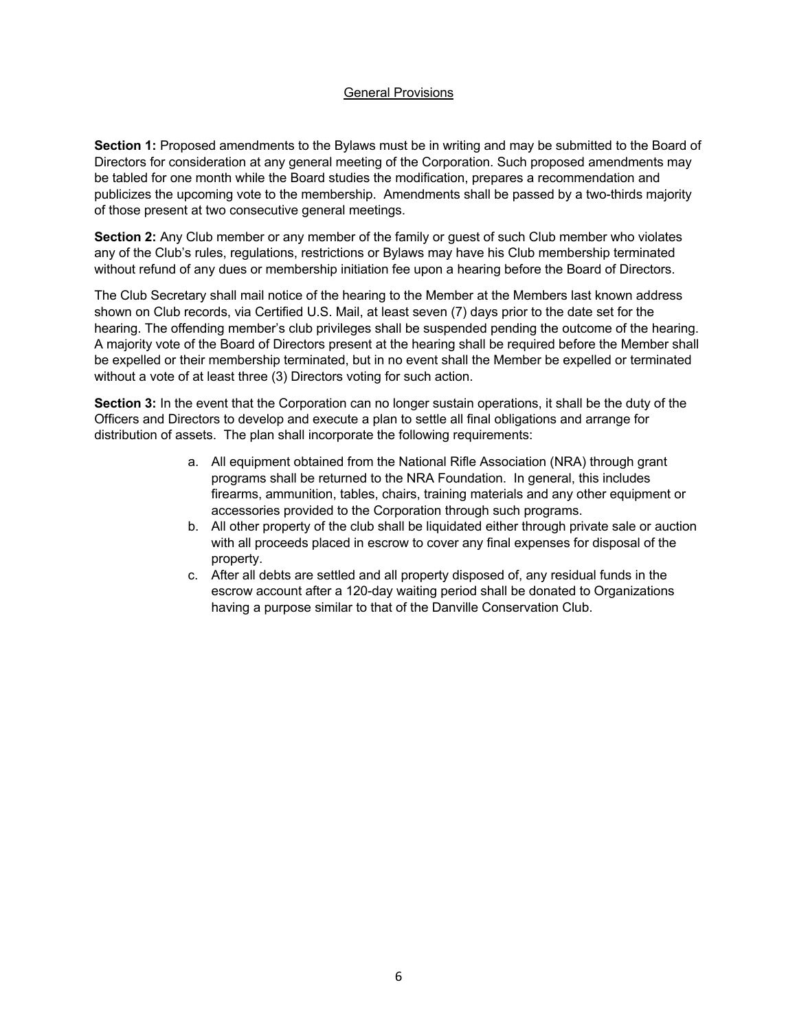## General Provisions

**Section 1:** Proposed amendments to the Bylaws must be in writing and may be submitted to the Board of Directors for consideration at any general meeting of the Corporation. Such proposed amendments may be tabled for one month while the Board studies the modification, prepares a recommendation and publicizes the upcoming vote to the membership. Amendments shall be passed by a two-thirds majority of those present at two consecutive general meetings.

**Section 2:** Any Club member or any member of the family or guest of such Club member who violates any of the Club's rules, regulations, restrictions or Bylaws may have his Club membership terminated without refund of any dues or membership initiation fee upon a hearing before the Board of Directors.

The Club Secretary shall mail notice of the hearing to the Member at the Members last known address shown on Club records, via Certified U.S. Mail, at least seven (7) days prior to the date set for the hearing. The offending member's club privileges shall be suspended pending the outcome of the hearing. A majority vote of the Board of Directors present at the hearing shall be required before the Member shall be expelled or their membership terminated, but in no event shall the Member be expelled or terminated without a vote of at least three (3) Directors voting for such action.

**Section 3:** In the event that the Corporation can no longer sustain operations, it shall be the duty of the Officers and Directors to develop and execute a plan to settle all final obligations and arrange for distribution of assets. The plan shall incorporate the following requirements:

a. All equipment obtained from the National Rifle Association (NRA) through grant programs shall be returned to the NRA Foundation. In general, this includes firearms, ammunition, tables, chairs, training materials and any other equipment or accessories provided to the Corporation through such programs.
b. All other property of the club shall be liquidated either through private sale or auction with all proceeds placed in escrow to cover any final expenses for disposal of the property.
c. After all debts are settled and all property disposed of, any residual funds in the escrow account after a 120-day waiting period shall be donated to Organizations having a purpose similar to that of the Danville Conservation Club.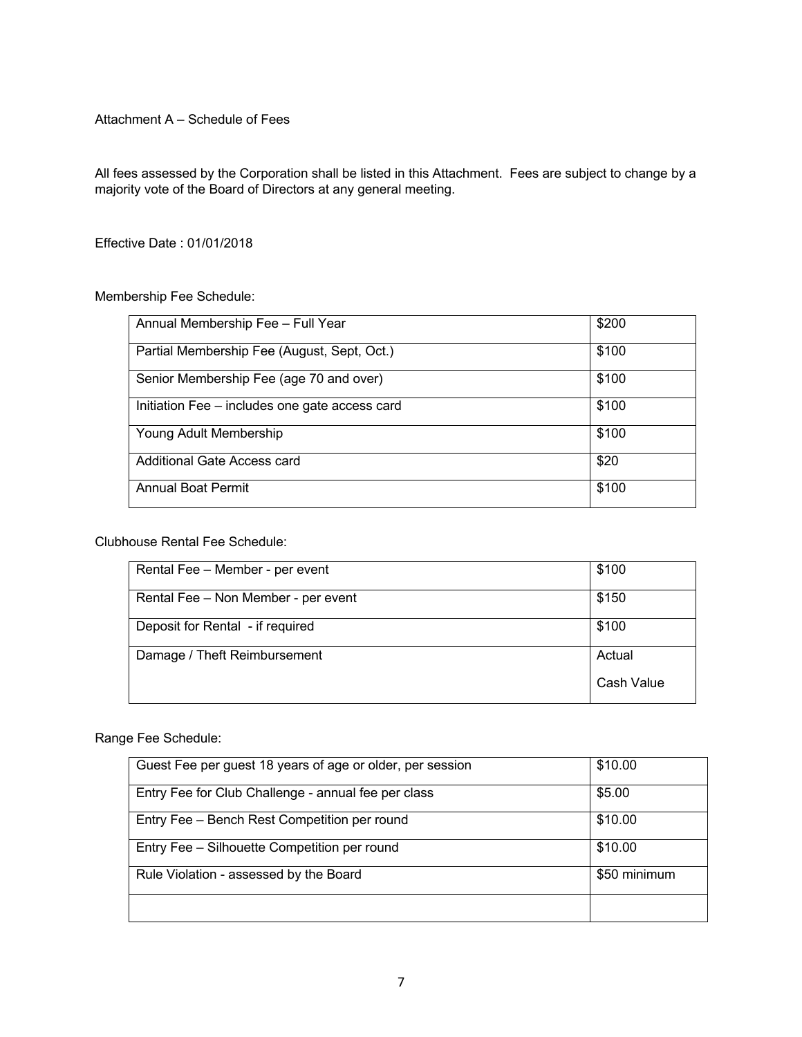Attachment A – Schedule of Fees

All fees assessed by the Corporation shall be listed in this Attachment. Fees are subject to change by a majority vote of the Board of Directors at any general meeting.

Effective Date : 01/01/2018

Membership Fee Schedule:

| | |
|---|---|
| Annual Membership Fee – Full Year | $200 |
| Partial Membership Fee (August, Sept, Oct.) | $100 |
| Senior Membership Fee (age 70 and over) | $100 |
| Initiation Fee – includes one gate access card | $100 |
| Young Adult Membership | $100 |
| Additional Gate Access card | $20 |
| Annual Boat Permit | $100 |

Clubhouse Rental Fee Schedule:

| | |
|---|---|
| Rental Fee – Member - per event | $100 |
| Rental Fee – Non Member - per event | $150 |
| Deposit for Rental - if required | $100 |
| Damage / Theft Reimbursement | Actual Cash Value |

Range Fee Schedule:

| | |
|---|---|
| Guest Fee per guest 18 years of age or older, per session | $10.00 |
| Entry Fee for Club Challenge - annual fee per class | $5.00 |
| Entry Fee – Bench Rest Competition per round | $10.00 |
| Entry Fee – Silhouette Competition per round | $10.00 |
| Rule Violation - assessed by the Board | $50 minimum |
| | |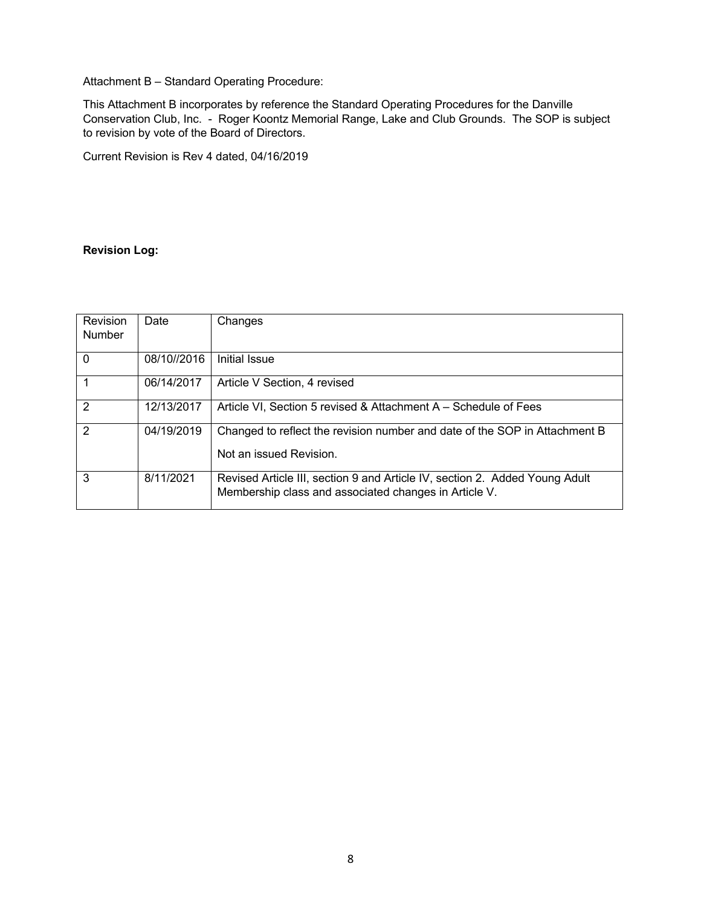Attachment B – Standard Operating Procedure:

This Attachment B incorporates by reference the Standard Operating Procedures for the Danville Conservation Club, Inc. - Roger Koontz Memorial Range, Lake and Club Grounds. The SOP is subject to revision by vote of the Board of Directors.

Current Revision is Rev 4 dated, 04/16/2019

**Revision Log:**

| Revision Number | Date | Changes |
|---|---|---|
| 0 | 08/10//2016 | Initial Issue |
| 1 | 06/14/2017 | Article V Section, 4 revised |
| 2 | 12/13/2017 | Article VI, Section 5 revised & Attachment A – Schedule of Fees |
| 2 | 04/19/2019 | Changed to reflect the revision number and date of the SOP in Attachment B<br>Not an issued Revision. |
| 3 | 8/11/2021 | Revised Article III, section 9 and Article IV, section 2. Added Young Adult Membership class and associated changes in Article V. |